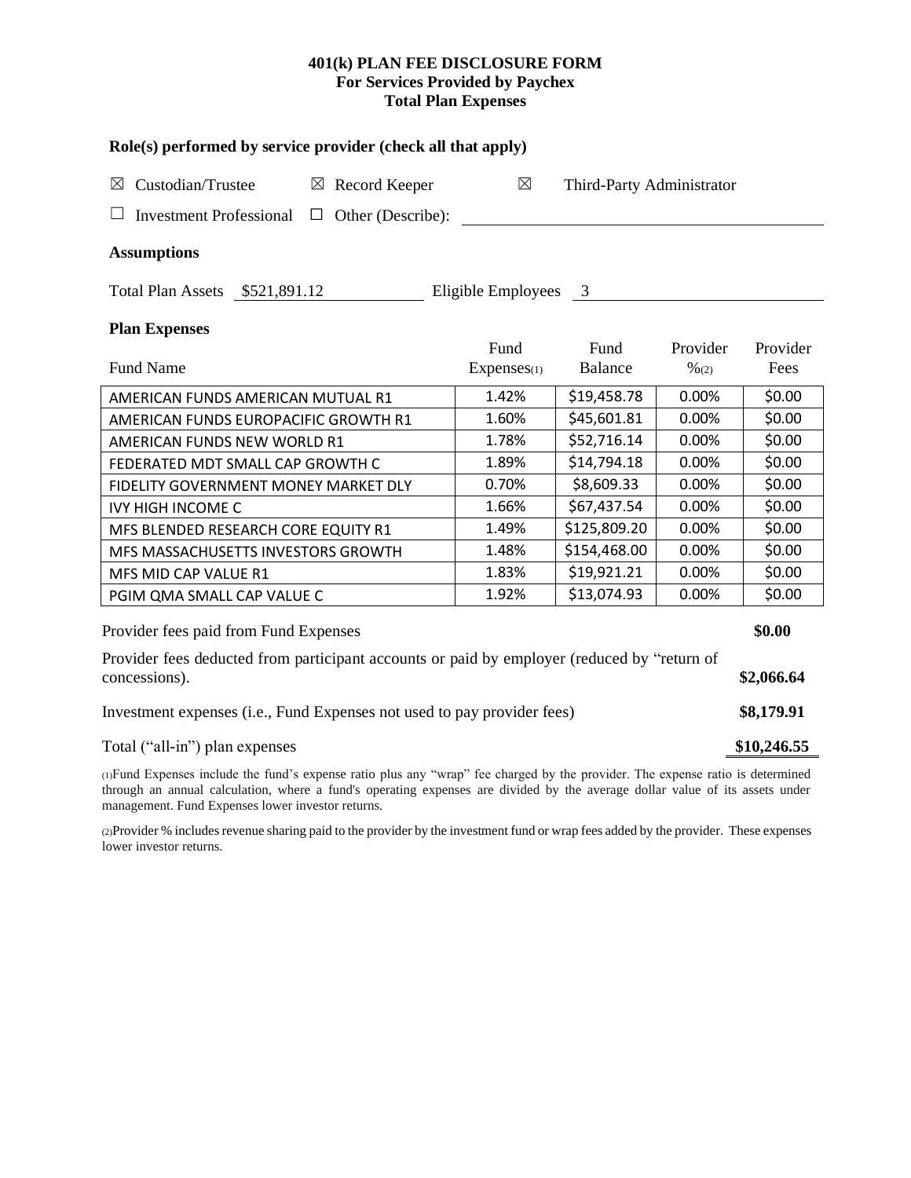**401(k) PLAN FEE DISCLOSURE FORM**
**For Services Provided by Paychex**
**Total Plan Expenses**

### Role(s) performed by service provider (check all that apply)

☒ Custodian/Trustee ☒ Record Keeper ☒ Third-Party Administrator

☐ Investment Professional ☐ Other (Describe): ______________________

### Assumptions

Total Plan Assets $521,891.12 Eligible Employees 3

### Plan Expenses

| Fund Name | Fund Expenses(1) | Fund Balance | Provider %(2) | Provider Fees |
|---|---|---|---|---|
| AMERICAN FUNDS AMERICAN MUTUAL R1 | 1.42% | $19,458.78 | 0.00% | $0.00 |
| AMERICAN FUNDS EUROPACIFIC GROWTH R1 | 1.60% | $45,601.81 | 0.00% | $0.00 |
| AMERICAN FUNDS NEW WORLD R1 | 1.78% | $52,716.14 | 0.00% | $0.00 |
| FEDERATED MDT SMALL CAP GROWTH C | 1.89% | $14,794.18 | 0.00% | $0.00 |
| FIDELITY GOVERNMENT MONEY MARKET DLY | 0.70% | $8,609.33 | 0.00% | $0.00 |
| IVY HIGH INCOME C | 1.66% | $67,437.54 | 0.00% | $0.00 |
| MFS BLENDED RESEARCH CORE EQUITY R1 | 1.49% | $125,809.20 | 0.00% | $0.00 |
| MFS MASSACHUSETTS INVESTORS GROWTH | 1.48% | $154,468.00 | 0.00% | $0.00 |
| MFS MID CAP VALUE R1 | 1.83% | $19,921.21 | 0.00% | $0.00 |
| PGIM QMA SMALL CAP VALUE C | 1.92% | $13,074.93 | 0.00% | $0.00 |

| | |
|---|---|
| Provider fees paid from Fund Expenses | **$0.00** |
| Provider fees deducted from participant accounts or paid by employer (reduced by "return of concessions). | **$2,066.64** |
| Investment expenses (i.e., Fund Expenses not used to pay provider fees) | **$8,179.91** |
| Total ("all-in") plan expenses | **$10,246.55** |

(1)Fund Expenses include the fund's expense ratio plus any "wrap" fee charged by the provider. The expense ratio is determined through an annual calculation, where a fund's operating expenses are divided by the average dollar value of its assets under management. Fund Expenses lower investor returns.

(2)Provider % includes revenue sharing paid to the provider by the investment fund or wrap fees added by the provider. These expenses lower investor returns.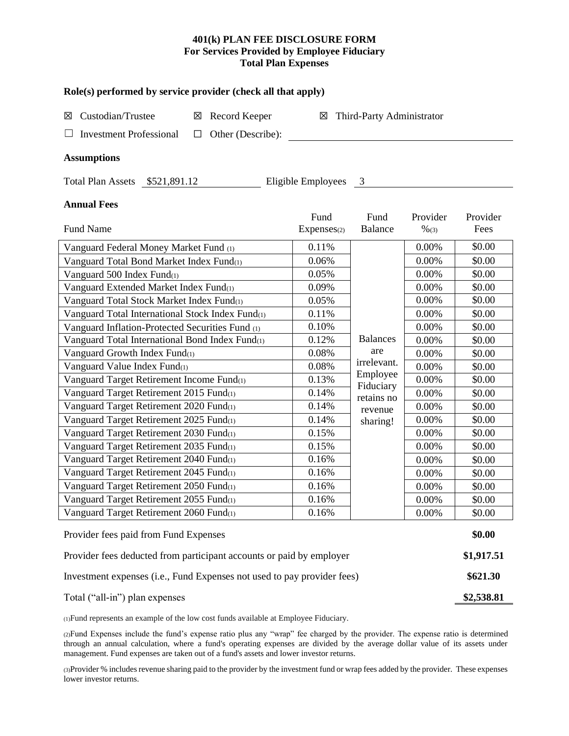**401(k) PLAN FEE DISCLOSURE FORM**
**For Services Provided by Employee Fiduciary**
**Total Plan Expenses**

**Role(s) performed by service provider (check all that apply)**

☒ Custodian/Trustee ☒ Record Keeper ☒ Third-Party Administrator

☐ Investment Professional ☐ Other (Describe):

**Assumptions**

Total Plan Assets $521,891.12 Eligible Employees 3

**Annual Fees**

| Fund Name | Fund Expenses(2) | Fund Balance | Provider %(3) | Provider Fees |
|---|---|---|---|---|
| Vanguard Federal Money Market Fund (1) | 0.11% | Balances are irrelevant. Employee Fiduciary retains no revenue sharing! | 0.00% | $0.00 |
| Vanguard Total Bond Market Index Fund(1) | 0.06% | | 0.00% | $0.00 |
| Vanguard 500 Index Fund(1) | 0.05% | | 0.00% | $0.00 |
| Vanguard Extended Market Index Fund(1) | 0.09% | | 0.00% | $0.00 |
| Vanguard Total Stock Market Index Fund(1) | 0.05% | | 0.00% | $0.00 |
| Vanguard Total International Stock Index Fund(1) | 0.11% | | 0.00% | $0.00 |
| Vanguard Inflation-Protected Securities Fund (1) | 0.10% | | 0.00% | $0.00 |
| Vanguard Total International Bond Index Fund(1) | 0.12% | | 0.00% | $0.00 |
| Vanguard Growth Index Fund(1) | 0.08% | | 0.00% | $0.00 |
| Vanguard Value Index Fund(1) | 0.08% | | 0.00% | $0.00 |
| Vanguard Target Retirement Income Fund(1) | 0.13% | | 0.00% | $0.00 |
| Vanguard Target Retirement 2015 Fund(1) | 0.14% | | 0.00% | $0.00 |
| Vanguard Target Retirement 2020 Fund(1) | 0.14% | | 0.00% | $0.00 |
| Vanguard Target Retirement 2025 Fund(1) | 0.14% | | 0.00% | $0.00 |
| Vanguard Target Retirement 2030 Fund(1) | 0.15% | | 0.00% | $0.00 |
| Vanguard Target Retirement 2035 Fund(1) | 0.15% | | 0.00% | $0.00 |
| Vanguard Target Retirement 2040 Fund(1) | 0.16% | | 0.00% | $0.00 |
| Vanguard Target Retirement 2045 Fund(1) | 0.16% | | 0.00% | $0.00 |
| Vanguard Target Retirement 2050 Fund(1) | 0.16% | | 0.00% | $0.00 |
| Vanguard Target Retirement 2055 Fund(1) | 0.16% | | 0.00% | $0.00 |
| Vanguard Target Retirement 2060 Fund(1) | 0.16% | | 0.00% | $0.00 |

| | |
|---|---|
| Provider fees paid from Fund Expenses | **$0.00** |
| Provider fees deducted from participant accounts or paid by employer | **$1,917.51** |
| Investment expenses (i.e., Fund Expenses not used to pay provider fees) | **$621.30** |
| Total ("all-in") plan expenses | **$2,538.81** |

(1)Fund represents an example of the low cost funds available at Employee Fiduciary.

(2)Fund Expenses include the fund's expense ratio plus any "wrap" fee charged by the provider. The expense ratio is determined through an annual calculation, where a fund's operating expenses are divided by the average dollar value of its assets under management. Fund expenses are taken out of a fund's assets and lower investor returns.

(3)Provider % includes revenue sharing paid to the provider by the investment fund or wrap fees added by the provider. These expenses lower investor returns.